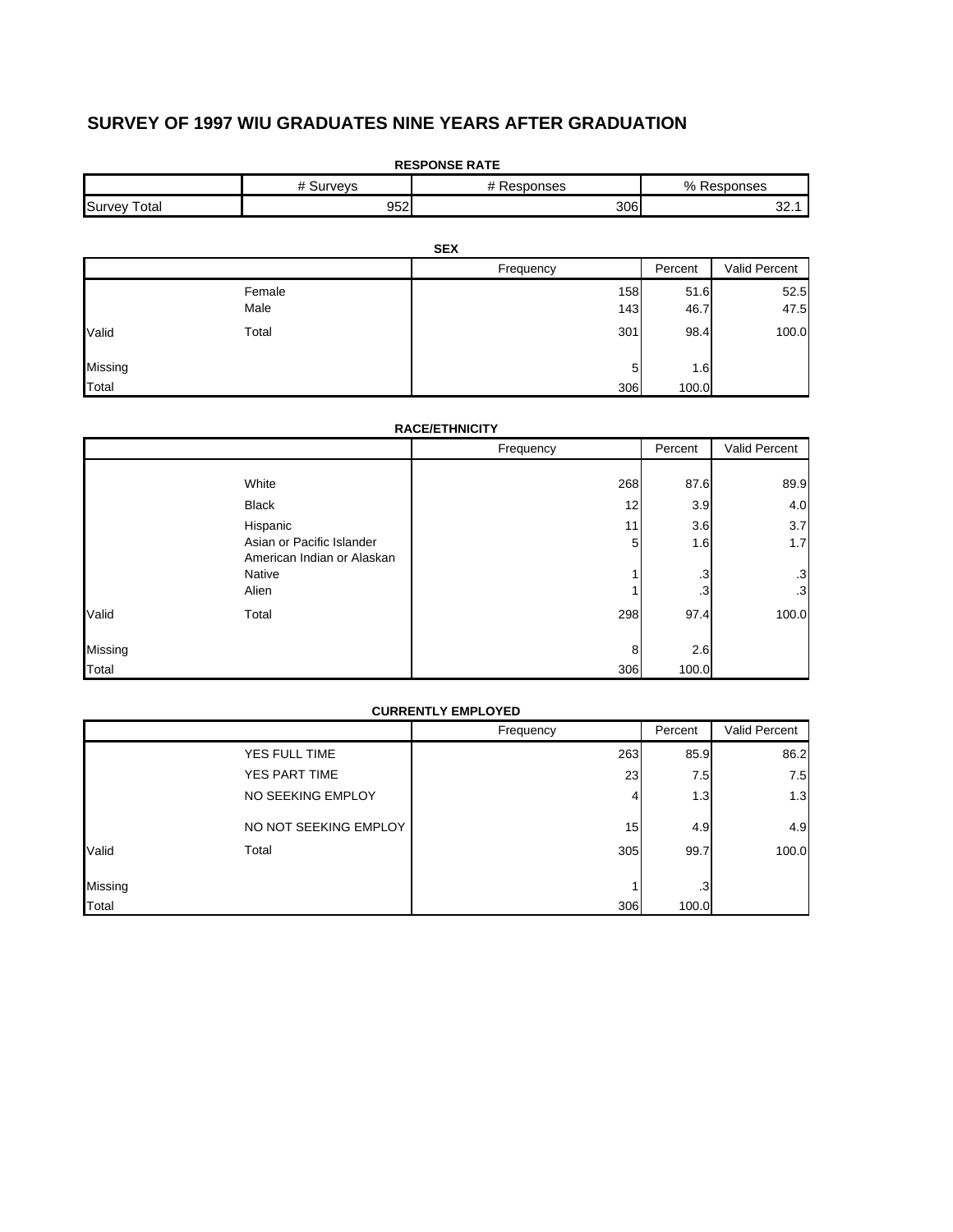# SURVEY OF 1997 WIU GRADUATES NINE YEARS AFTER GRADUATION

**RESPONSE RATE**

| | # Surveys | # Responses | % Responses |
|---|---|---|---|
| Survey Total | 952 | 306 | 32.1 |

**SEX**

| | | Frequency | Percent | Valid Percent |
|---|---|---|---|---|
| | Female | 158 | 51.6 | 52.5 |
| | Male | 143 | 46.7 | 47.5 |
| Valid | Total | 301 | 98.4 | 100.0 |
| Missing | | 5 | 1.6 | |
| Total | | 306 | 100.0 | |

**RACE/ETHNICITY**

| | | Frequency | Percent | Valid Percent |
|---|---|---|---|---|
| | White | 268 | 87.6 | 89.9 |
| | Black | 12 | 3.9 | 4.0 |
| | Hispanic | 11 | 3.6 | 3.7 |
| | Asian or Pacific Islander | 5 | 1.6 | 1.7 |
| | American Indian or Alaskan Native | 1 | .3 | .3 |
| | Alien | 1 | .3 | .3 |
| Valid | Total | 298 | 97.4 | 100.0 |
| Missing | | 8 | 2.6 | |
| Total | | 306 | 100.0 | |

**CURRENTLY EMPLOYED**

| | | Frequency | Percent | Valid Percent |
|---|---|---|---|---|
| | YES FULL TIME | 263 | 85.9 | 86.2 |
| | YES PART TIME | 23 | 7.5 | 7.5 |
| | NO SEEKING EMPLOY | 4 | 1.3 | 1.3 |
| | NO NOT SEEKING EMPLOY | 15 | 4.9 | 4.9 |
| Valid | Total | 305 | 99.7 | 100.0 |
| Missing | | 1 | .3 | |
| Total | | 306 | 100.0 | |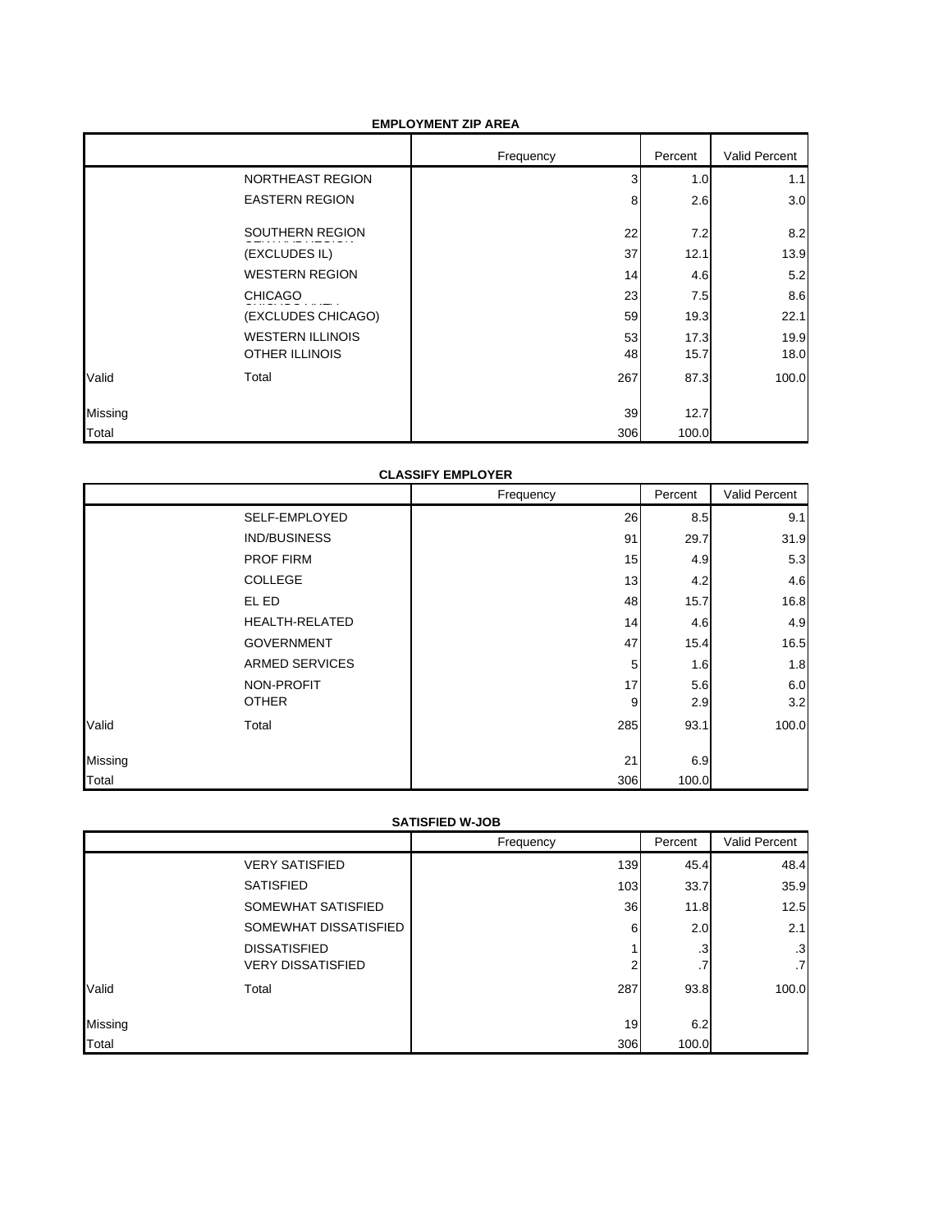**EMPLOYMENT ZIP AREA**

| | | Frequency | Percent | Valid Percent |
|---|---|---|---|---|
| | NORTHEAST REGION | 3 | 1.0 | 1.1 |
| | EASTERN REGION | 8 | 2.6 | 3.0 |
| | SOUTHERN REGION | 22 | 7.2 | 8.2 |
| | (EXCLUDES IL) | 37 | 12.1 | 13.9 |
| | WESTERN REGION | 14 | 4.6 | 5.2 |
| | CHICAGO | 23 | 7.5 | 8.6 |
| | (EXCLUDES CHICAGO) | 59 | 19.3 | 22.1 |
| | WESTERN ILLINOIS | 53 | 17.3 | 19.9 |
| | OTHER ILLINOIS | 48 | 15.7 | 18.0 |
| Valid | Total | 267 | 87.3 | 100.0 |
| Missing | | 39 | 12.7 | |
| Total | | 306 | 100.0 | |

**CLASSIFY EMPLOYER**

| | | Frequency | Percent | Valid Percent |
|---|---|---|---|---|
| | SELF-EMPLOYED | 26 | 8.5 | 9.1 |
| | IND/BUSINESS | 91 | 29.7 | 31.9 |
| | PROF FIRM | 15 | 4.9 | 5.3 |
| | COLLEGE | 13 | 4.2 | 4.6 |
| | EL ED | 48 | 15.7 | 16.8 |
| | HEALTH-RELATED | 14 | 4.6 | 4.9 |
| | GOVERNMENT | 47 | 15.4 | 16.5 |
| | ARMED SERVICES | 5 | 1.6 | 1.8 |
| | NON-PROFIT | 17 | 5.6 | 6.0 |
| | OTHER | 9 | 2.9 | 3.2 |
| Valid | Total | 285 | 93.1 | 100.0 |
| Missing | | 21 | 6.9 | |
| Total | | 306 | 100.0 | |

**SATISFIED W-JOB**

| | | Frequency | Percent | Valid Percent |
|---|---|---|---|---|
| | VERY SATISFIED | 139 | 45.4 | 48.4 |
| | SATISFIED | 103 | 33.7 | 35.9 |
| | SOMEWHAT SATISFIED | 36 | 11.8 | 12.5 |
| | SOMEWHAT DISSATISFIED | 6 | 2.0 | 2.1 |
| | DISSATISFIED | 1 | .3 | .3 |
| | VERY DISSATISFIED | 2 | .7 | .7 |
| Valid | Total | 287 | 93.8 | 100.0 |
| Missing | | 19 | 6.2 | |
| Total | | 306 | 100.0 | |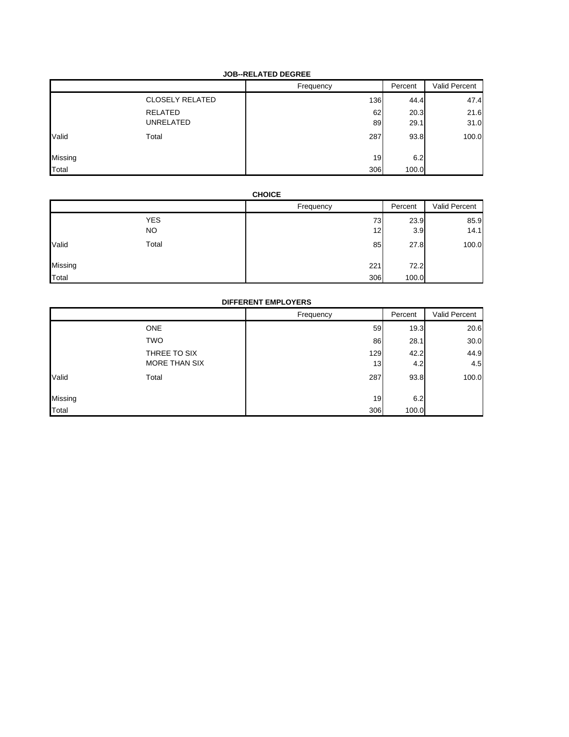**JOB--RELATED DEGREE**

| | | Frequency | Percent | Valid Percent |
|---|---|---|---|---|
| | CLOSELY RELATED | 136 | 44.4 | 47.4 |
| | RELATED | 62 | 20.3 | 21.6 |
| | UNRELATED | 89 | 29.1 | 31.0 |
| Valid | Total | 287 | 93.8 | 100.0 |
| Missing | | 19 | 6.2 | |
| Total | | 306 | 100.0 | |

**CHOICE**

| | | Frequency | Percent | Valid Percent |
|---|---|---|---|---|
| | YES | 73 | 23.9 | 85.9 |
| | NO | 12 | 3.9 | 14.1 |
| Valid | Total | 85 | 27.8 | 100.0 |
| Missing | | 221 | 72.2 | |
| Total | | 306 | 100.0 | |

**DIFFERENT EMPLOYERS**

| | | Frequency | Percent | Valid Percent |
|---|---|---|---|---|
| | ONE | 59 | 19.3 | 20.6 |
| | TWO | 86 | 28.1 | 30.0 |
| | THREE TO SIX | 129 | 42.2 | 44.9 |
| | MORE THAN SIX | 13 | 4.2 | 4.5 |
| Valid | Total | 287 | 93.8 | 100.0 |
| Missing | | 19 | 6.2 | |
| Total | | 306 | 100.0 | |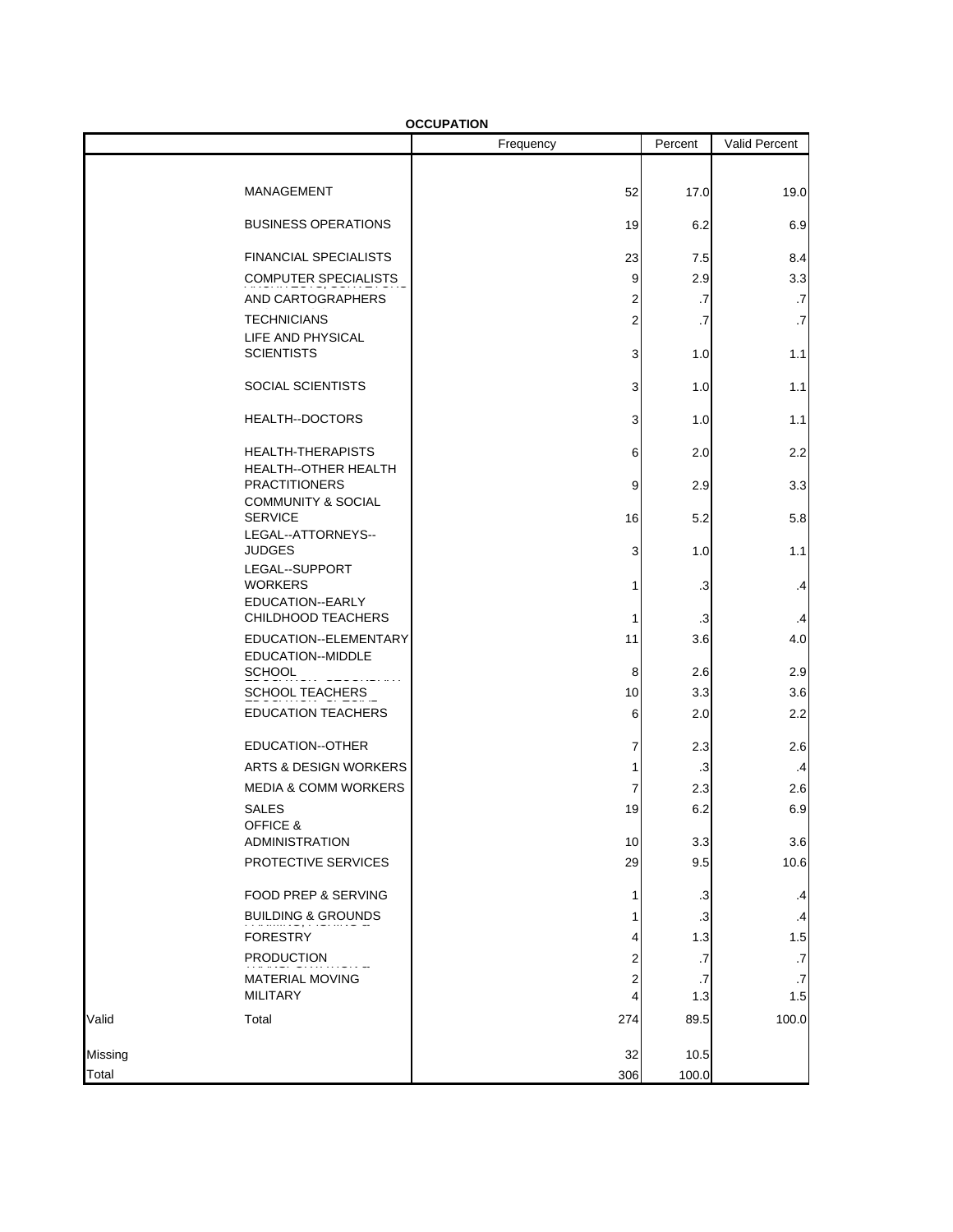**OCCUPATION**

| | | Frequency | Percent | Valid Percent |
|---|---|---|---|---|
| Valid | MANAGEMENT | 52 | 17.0 | 19.0 |
| | BUSINESS OPERATIONS | 19 | 6.2 | 6.9 |
| | FINANCIAL SPECIALISTS | 23 | 7.5 | 8.4 |
| | COMPUTER SPECIALISTS | 9 | 2.9 | 3.3 |
| | AND CARTOGRAPHERS | 2 | .7 | .7 |
| | TECHNICIANS | 2 | .7 | .7 |
| | LIFE AND PHYSICAL SCIENTISTS | 3 | 1.0 | 1.1 |
| | SOCIAL SCIENTISTS | 3 | 1.0 | 1.1 |
| | HEALTH--DOCTORS | 3 | 1.0 | 1.1 |
| | HEALTH-THERAPISTS | 6 | 2.0 | 2.2 |
| | HEALTH--OTHER HEALTH PRACTITIONERS | 9 | 2.9 | 3.3 |
| | COMMUNITY & SOCIAL SERVICE | 16 | 5.2 | 5.8 |
| | LEGAL--ATTORNEYS--JUDGES | 3 | 1.0 | 1.1 |
| | LEGAL--SUPPORT WORKERS | 1 | .3 | .4 |
| | EDUCATION--EARLY CHILDHOOD TEACHERS | 1 | .3 | .4 |
| | EDUCATION--ELEMENTARY | 11 | 3.6 | 4.0 |
| | EDUCATION--MIDDLE SCHOOL | 8 | 2.6 | 2.9 |
| | SCHOOL TEACHERS | 10 | 3.3 | 3.6 |
| | EDUCATION TEACHERS | 6 | 2.0 | 2.2 |
| | EDUCATION--OTHER | 7 | 2.3 | 2.6 |
| | ARTS & DESIGN WORKERS | 1 | .3 | .4 |
| | MEDIA & COMM WORKERS | 7 | 2.3 | 2.6 |
| | SALES | 19 | 6.2 | 6.9 |
| | OFFICE & ADMINISTRATION | 10 | 3.3 | 3.6 |
| | PROTECTIVE SERVICES | 29 | 9.5 | 10.6 |
| | FOOD PREP & SERVING | 1 | .3 | .4 |
| | BUILDING & GROUNDS | 1 | .3 | .4 |
| | FORESTRY | 4 | 1.3 | 1.5 |
| | PRODUCTION | 2 | .7 | .7 |
| | MATERIAL MOVING | 2 | .7 | .7 |
| | MILITARY | 4 | 1.3 | 1.5 |
| | Total | 274 | 89.5 | 100.0 |
| Missing | | 32 | 10.5 | |
| Total | | 306 | 100.0 | |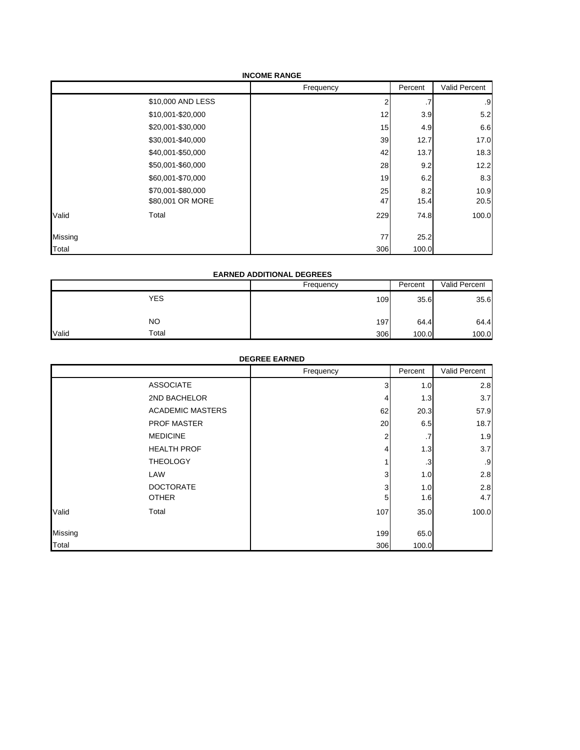**INCOME RANGE**

| | | Frequency | Percent | Valid Percent |
|---|---|---|---|---|
| | $10,000 AND LESS | 2 | .7 | .9 |
| | $10,001-$20,000 | 12 | 3.9 | 5.2 |
| | $20,001-$30,000 | 15 | 4.9 | 6.6 |
| | $30,001-$40,000 | 39 | 12.7 | 17.0 |
| | $40,001-$50,000 | 42 | 13.7 | 18.3 |
| | $50,001-$60,000 | 28 | 9.2 | 12.2 |
| | $60,001-$70,000 | 19 | 6.2 | 8.3 |
| | $70,001-$80,000 | 25 | 8.2 | 10.9 |
| | $80,001 OR MORE | 47 | 15.4 | 20.5 |
| Valid | Total | 229 | 74.8 | 100.0 |
| Missing | | 77 | 25.2 | |
| Total | | 306 | 100.0 | |

**EARNED ADDITIONAL DEGREES**

| | | Frequency | Percent | Valid Percent |
|---|---|---|---|---|
| | YES | 109 | 35.6 | 35.6 |
| | NO | 197 | 64.4 | 64.4 |
| Valid | Total | 306 | 100.0 | 100.0 |

**DEGREE EARNED**

| | | Frequency | Percent | Valid Percent |
|---|---|---|---|---|
| | ASSOCIATE | 3 | 1.0 | 2.8 |
| | 2ND BACHELOR | 4 | 1.3 | 3.7 |
| | ACADEMIC MASTERS | 62 | 20.3 | 57.9 |
| | PROF MASTER | 20 | 6.5 | 18.7 |
| | MEDICINE | 2 | .7 | 1.9 |
| | HEALTH PROF | 4 | 1.3 | 3.7 |
| | THEOLOGY | 1 | .3 | .9 |
| | LAW | 3 | 1.0 | 2.8 |
| | DOCTORATE | 3 | 1.0 | 2.8 |
| | OTHER | 5 | 1.6 | 4.7 |
| Valid | Total | 107 | 35.0 | 100.0 |
| Missing | | 199 | 65.0 | |
| Total | | 306 | 100.0 | |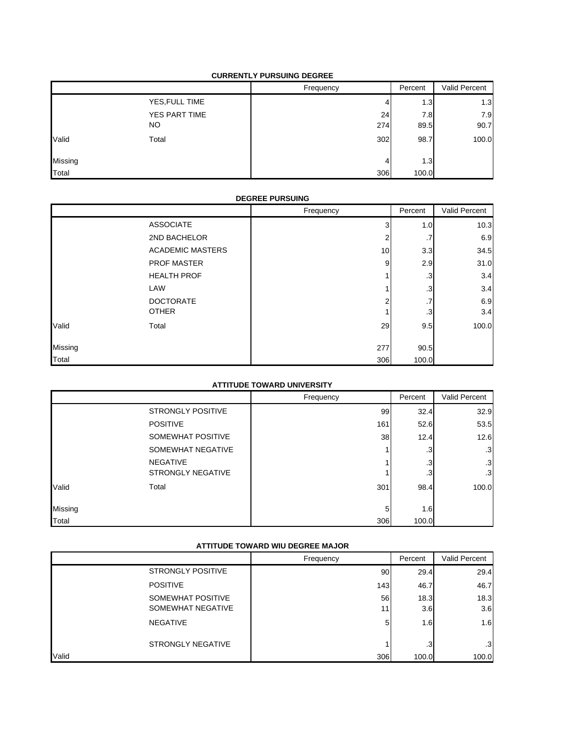**CURRENTLY PURSUING DEGREE**

| | | Frequency | Percent | Valid Percent |
|---|---|---|---|---|
| | YES,FULL TIME | 4 | 1.3 | 1.3 |
| | YES PART TIME | 24 | 7.8 | 7.9 |
| | NO | 274 | 89.5 | 90.7 |
| Valid | Total | 302 | 98.7 | 100.0 |
| Missing | | 4 | 1.3 | |
| Total | | 306 | 100.0 | |

**DEGREE PURSUING**

| | | Frequency | Percent | Valid Percent |
|---|---|---|---|---|
| | ASSOCIATE | 3 | 1.0 | 10.3 |
| | 2ND BACHELOR | 2 | .7 | 6.9 |
| | ACADEMIC MASTERS | 10 | 3.3 | 34.5 |
| | PROF MASTER | 9 | 2.9 | 31.0 |
| | HEALTH PROF | 1 | .3 | 3.4 |
| | LAW | 1 | .3 | 3.4 |
| | DOCTORATE | 2 | .7 | 6.9 |
| | OTHER | 1 | .3 | 3.4 |
| Valid | Total | 29 | 9.5 | 100.0 |
| Missing | | 277 | 90.5 | |
| Total | | 306 | 100.0 | |

**ATTITUDE TOWARD UNIVERSITY**

| | | Frequency | Percent | Valid Percent |
|---|---|---|---|---|
| | STRONGLY POSITIVE | 99 | 32.4 | 32.9 |
| | POSITIVE | 161 | 52.6 | 53.5 |
| | SOMEWHAT POSITIVE | 38 | 12.4 | 12.6 |
| | SOMEWHAT NEGATIVE | 1 | .3 | .3 |
| | NEGATIVE | 1 | .3 | .3 |
| | STRONGLY NEGATIVE | 1 | .3 | .3 |
| Valid | Total | 301 | 98.4 | 100.0 |
| Missing | | 5 | 1.6 | |
| Total | | 306 | 100.0 | |

**ATTITUDE TOWARD WIU DEGREE MAJOR**

| | | Frequency | Percent | Valid Percent |
|---|---|---|---|---|
| | STRONGLY POSITIVE | 90 | 29.4 | 29.4 |
| | POSITIVE | 143 | 46.7 | 46.7 |
| | SOMEWHAT POSITIVE | 56 | 18.3 | 18.3 |
| | SOMEWHAT NEGATIVE | 11 | 3.6 | 3.6 |
| | NEGATIVE | 5 | 1.6 | 1.6 |
| | STRONGLY NEGATIVE | 1 | .3 | .3 |
| Valid | | 306 | 100.0 | 100.0 |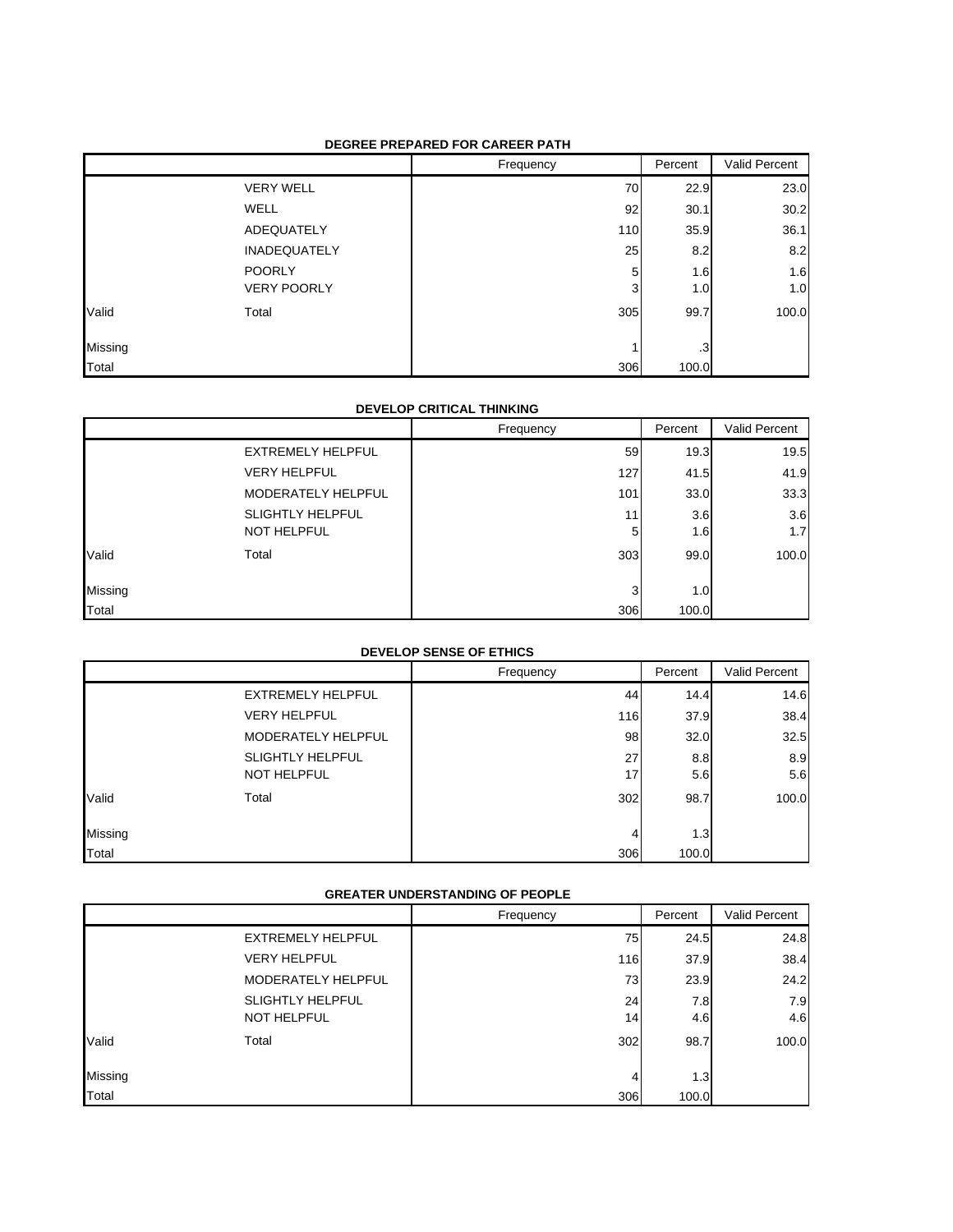**DEGREE PREPARED FOR CAREER PATH**

| | | Frequency | Percent | Valid Percent |
|---|---|---|---|---|
| | VERY WELL | 70 | 22.9 | 23.0 |
| | WELL | 92 | 30.1 | 30.2 |
| | ADEQUATELY | 110 | 35.9 | 36.1 |
| | INADEQUATELY | 25 | 8.2 | 8.2 |
| | POORLY | 5 | 1.6 | 1.6 |
| | VERY POORLY | 3 | 1.0 | 1.0 |
| Valid | Total | 305 | 99.7 | 100.0 |
| Missing | | 1 | .3 | |
| Total | | 306 | 100.0 | |

**DEVELOP CRITICAL THINKING**

| | | Frequency | Percent | Valid Percent |
|---|---|---|---|---|
| | EXTREMELY HELPFUL | 59 | 19.3 | 19.5 |
| | VERY HELPFUL | 127 | 41.5 | 41.9 |
| | MODERATELY HELPFUL | 101 | 33.0 | 33.3 |
| | SLIGHTLY HELPFUL | 11 | 3.6 | 3.6 |
| | NOT HELPFUL | 5 | 1.6 | 1.7 |
| Valid | Total | 303 | 99.0 | 100.0 |
| Missing | | 3 | 1.0 | |
| Total | | 306 | 100.0 | |

**DEVELOP SENSE OF ETHICS**

| | | Frequency | Percent | Valid Percent |
|---|---|---|---|---|
| | EXTREMELY HELPFUL | 44 | 14.4 | 14.6 |
| | VERY HELPFUL | 116 | 37.9 | 38.4 |
| | MODERATELY HELPFUL | 98 | 32.0 | 32.5 |
| | SLIGHTLY HELPFUL | 27 | 8.8 | 8.9 |
| | NOT HELPFUL | 17 | 5.6 | 5.6 |
| Valid | Total | 302 | 98.7 | 100.0 |
| Missing | | 4 | 1.3 | |
| Total | | 306 | 100.0 | |

**GREATER UNDERSTANDING OF PEOPLE**

| | | Frequency | Percent | Valid Percent |
|---|---|---|---|---|
| | EXTREMELY HELPFUL | 75 | 24.5 | 24.8 |
| | VERY HELPFUL | 116 | 37.9 | 38.4 |
| | MODERATELY HELPFUL | 73 | 23.9 | 24.2 |
| | SLIGHTLY HELPFUL | 24 | 7.8 | 7.9 |
| | NOT HELPFUL | 14 | 4.6 | 4.6 |
| Valid | Total | 302 | 98.7 | 100.0 |
| Missing | | 4 | 1.3 | |
| Total | | 306 | 100.0 | |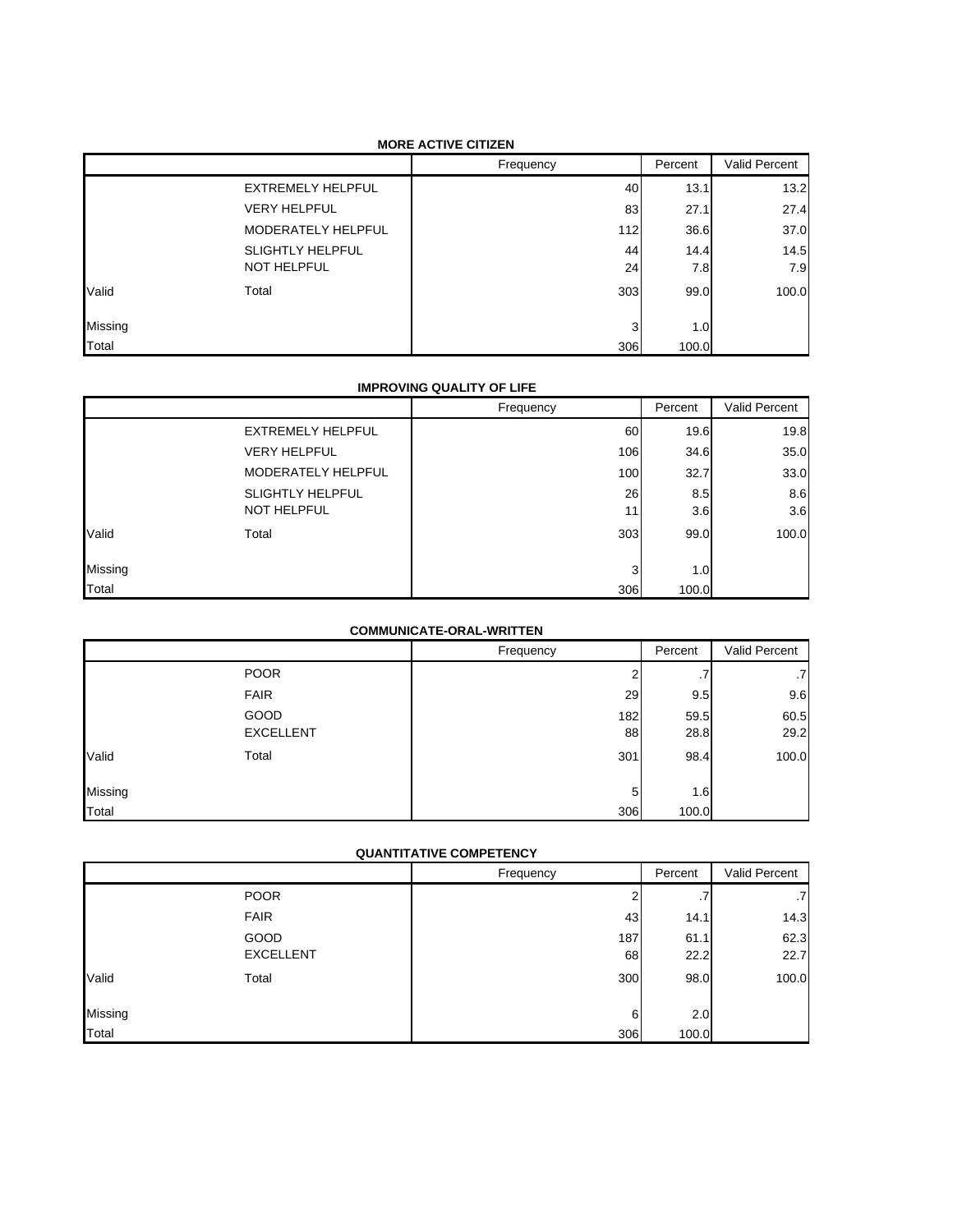**MORE ACTIVE CITIZEN**

| | | Frequency | Percent | Valid Percent |
|---|---|---|---|---|
| | EXTREMELY HELPFUL | 40 | 13.1 | 13.2 |
| | VERY HELPFUL | 83 | 27.1 | 27.4 |
| | MODERATELY HELPFUL | 112 | 36.6 | 37.0 |
| | SLIGHTLY HELPFUL | 44 | 14.4 | 14.5 |
| | NOT HELPFUL | 24 | 7.8 | 7.9 |
| Valid | Total | 303 | 99.0 | 100.0 |
| Missing | | 3 | 1.0 | |
| Total | | 306 | 100.0 | |

**IMPROVING QUALITY OF LIFE**

| | | Frequency | Percent | Valid Percent |
|---|---|---|---|---|
| | EXTREMELY HELPFUL | 60 | 19.6 | 19.8 |
| | VERY HELPFUL | 106 | 34.6 | 35.0 |
| | MODERATELY HELPFUL | 100 | 32.7 | 33.0 |
| | SLIGHTLY HELPFUL | 26 | 8.5 | 8.6 |
| | NOT HELPFUL | 11 | 3.6 | 3.6 |
| Valid | Total | 303 | 99.0 | 100.0 |
| Missing | | 3 | 1.0 | |
| Total | | 306 | 100.0 | |

**COMMUNICATE-ORAL-WRITTEN**

| | | Frequency | Percent | Valid Percent |
|---|---|---|---|---|
| | POOR | 2 | .7 | .7 |
| | FAIR | 29 | 9.5 | 9.6 |
| | GOOD | 182 | 59.5 | 60.5 |
| | EXCELLENT | 88 | 28.8 | 29.2 |
| Valid | Total | 301 | 98.4 | 100.0 |
| Missing | | 5 | 1.6 | |
| Total | | 306 | 100.0 | |

**QUANTITATIVE COMPETENCY**

| | | Frequency | Percent | Valid Percent |
|---|---|---|---|---|
| | POOR | 2 | .7 | .7 |
| | FAIR | 43 | 14.1 | 14.3 |
| | GOOD | 187 | 61.1 | 62.3 |
| | EXCELLENT | 68 | 22.2 | 22.7 |
| Valid | Total | 300 | 98.0 | 100.0 |
| Missing | | 6 | 2.0 | |
| Total | | 306 | 100.0 | |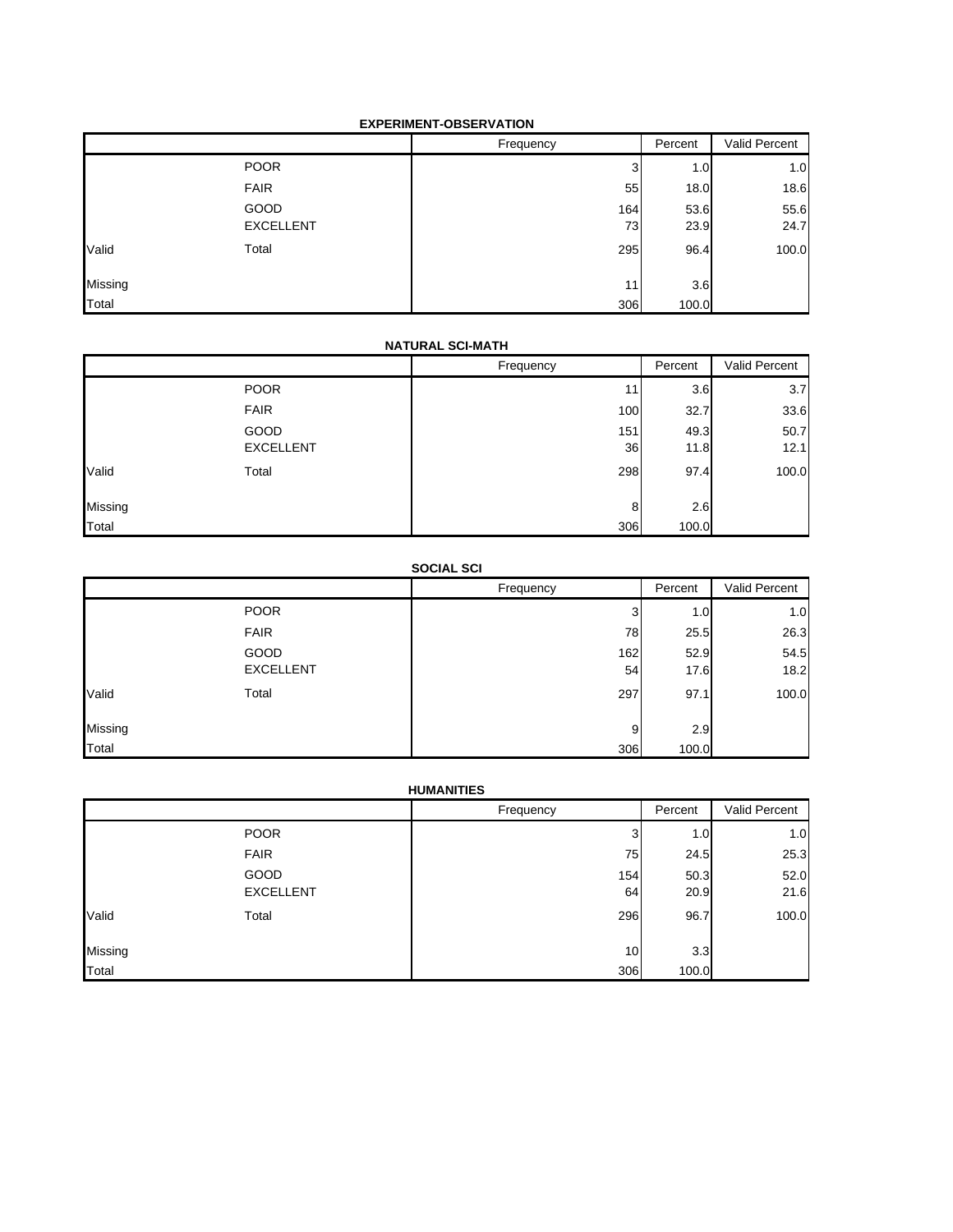**EXPERIMENT-OBSERVATION**

| | | Frequency | Percent | Valid Percent |
|---|---|---|---|---|
| | POOR | 3 | 1.0 | 1.0 |
| | FAIR | 55 | 18.0 | 18.6 |
| | GOOD | 164 | 53.6 | 55.6 |
| | EXCELLENT | 73 | 23.9 | 24.7 |
| Valid | Total | 295 | 96.4 | 100.0 |
| Missing | | 11 | 3.6 | |
| Total | | 306 | 100.0 | |

**NATURAL SCI-MATH**

| | | Frequency | Percent | Valid Percent |
|---|---|---|---|---|
| | POOR | 11 | 3.6 | 3.7 |
| | FAIR | 100 | 32.7 | 33.6 |
| | GOOD | 151 | 49.3 | 50.7 |
| | EXCELLENT | 36 | 11.8 | 12.1 |
| Valid | Total | 298 | 97.4 | 100.0 |
| Missing | | 8 | 2.6 | |
| Total | | 306 | 100.0 | |

**SOCIAL SCI**

| | | Frequency | Percent | Valid Percent |
|---|---|---|---|---|
| | POOR | 3 | 1.0 | 1.0 |
| | FAIR | 78 | 25.5 | 26.3 |
| | GOOD | 162 | 52.9 | 54.5 |
| | EXCELLENT | 54 | 17.6 | 18.2 |
| Valid | Total | 297 | 97.1 | 100.0 |
| Missing | | 9 | 2.9 | |
| Total | | 306 | 100.0 | |

**HUMANITIES**

| | | Frequency | Percent | Valid Percent |
|---|---|---|---|---|
| | POOR | 3 | 1.0 | 1.0 |
| | FAIR | 75 | 24.5 | 25.3 |
| | GOOD | 154 | 50.3 | 52.0 |
| | EXCELLENT | 64 | 20.9 | 21.6 |
| Valid | Total | 296 | 96.7 | 100.0 |
| Missing | | 10 | 3.3 | |
| Total | | 306 | 100.0 | |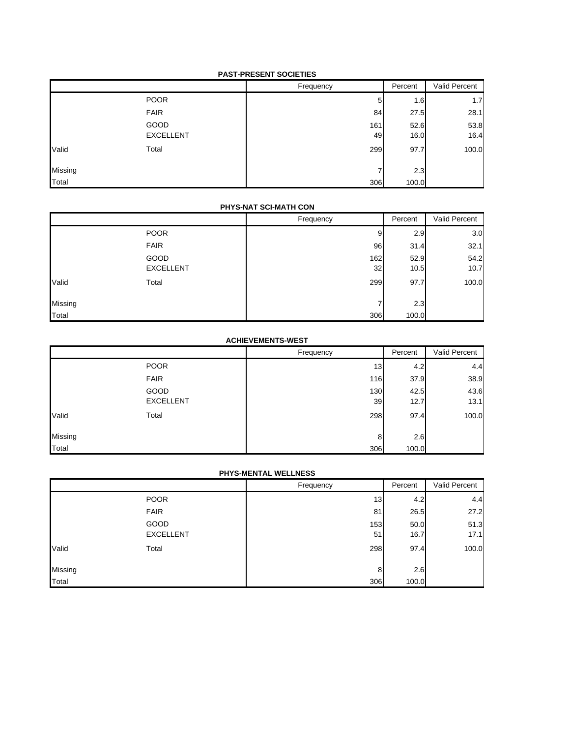**PAST-PRESENT SOCIETIES**

| | | Frequency | Percent | Valid Percent |
|---|---|---|---|---|
| | POOR | 5 | 1.6 | 1.7 |
| | FAIR | 84 | 27.5 | 28.1 |
| | GOOD | 161 | 52.6 | 53.8 |
| | EXCELLENT | 49 | 16.0 | 16.4 |
| Valid | Total | 299 | 97.7 | 100.0 |
| Missing | | 7 | 2.3 | |
| Total | | 306 | 100.0 | |

**PHYS-NAT SCI-MATH CON**

| | | Frequency | Percent | Valid Percent |
|---|---|---|---|---|
| | POOR | 9 | 2.9 | 3.0 |
| | FAIR | 96 | 31.4 | 32.1 |
| | GOOD | 162 | 52.9 | 54.2 |
| | EXCELLENT | 32 | 10.5 | 10.7 |
| Valid | Total | 299 | 97.7 | 100.0 |
| Missing | | 7 | 2.3 | |
| Total | | 306 | 100.0 | |

**ACHIEVEMENTS-WEST**

| | | Frequency | Percent | Valid Percent |
|---|---|---|---|---|
| | POOR | 13 | 4.2 | 4.4 |
| | FAIR | 116 | 37.9 | 38.9 |
| | GOOD | 130 | 42.5 | 43.6 |
| | EXCELLENT | 39 | 12.7 | 13.1 |
| Valid | Total | 298 | 97.4 | 100.0 |
| Missing | | 8 | 2.6 | |
| Total | | 306 | 100.0 | |

**PHYS-MENTAL WELLNESS**

| | | Frequency | Percent | Valid Percent |
|---|---|---|---|---|
| | POOR | 13 | 4.2 | 4.4 |
| | FAIR | 81 | 26.5 | 27.2 |
| | GOOD | 153 | 50.0 | 51.3 |
| | EXCELLENT | 51 | 16.7 | 17.1 |
| Valid | Total | 298 | 97.4 | 100.0 |
| Missing | | 8 | 2.6 | |
| Total | | 306 | 100.0 | |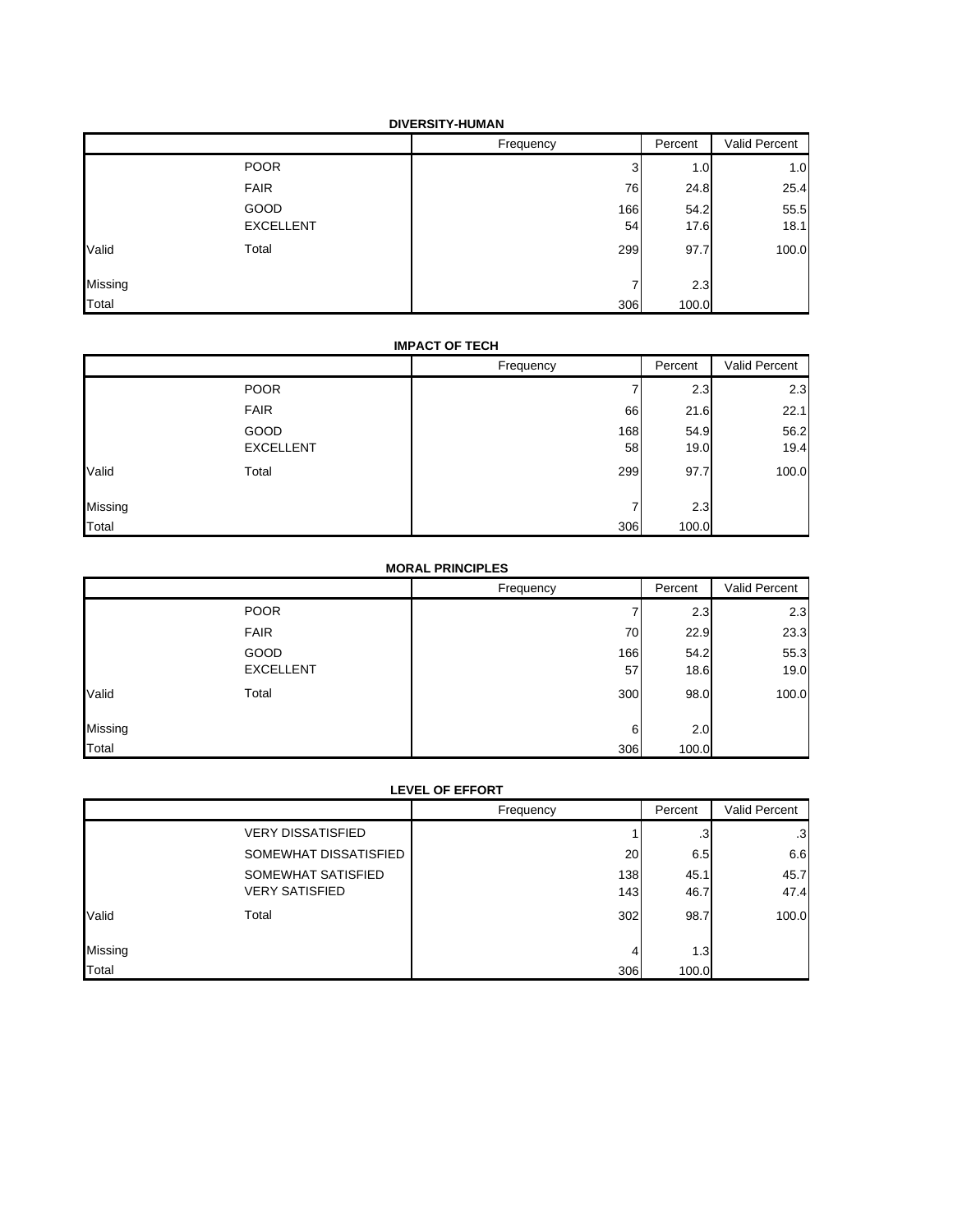**DIVERSITY-HUMAN**

| | | Frequency | Percent | Valid Percent |
|---|---|---|---|---|
| Valid | POOR | 3 | 1.0 | 1.0 |
| | FAIR | 76 | 24.8 | 25.4 |
| | GOOD | 166 | 54.2 | 55.5 |
| | EXCELLENT | 54 | 17.6 | 18.1 |
| | Total | 299 | 97.7 | 100.0 |
| Missing | | 7 | 2.3 | |
| Total | | 306 | 100.0 | |

**IMPACT OF TECH**

| | | Frequency | Percent | Valid Percent |
|---|---|---|---|---|
| Valid | POOR | 7 | 2.3 | 2.3 |
| | FAIR | 66 | 21.6 | 22.1 |
| | GOOD | 168 | 54.9 | 56.2 |
| | EXCELLENT | 58 | 19.0 | 19.4 |
| | Total | 299 | 97.7 | 100.0 |
| Missing | | 7 | 2.3 | |
| Total | | 306 | 100.0 | |

**MORAL PRINCIPLES**

| | | Frequency | Percent | Valid Percent |
|---|---|---|---|---|
| Valid | POOR | 7 | 2.3 | 2.3 |
| | FAIR | 70 | 22.9 | 23.3 |
| | GOOD | 166 | 54.2 | 55.3 |
| | EXCELLENT | 57 | 18.6 | 19.0 |
| | Total | 300 | 98.0 | 100.0 |
| Missing | | 6 | 2.0 | |
| Total | | 306 | 100.0 | |

**LEVEL OF EFFORT**

| | | Frequency | Percent | Valid Percent |
|---|---|---|---|---|
| Valid | VERY DISSATISFIED | 1 | .3 | .3 |
| | SOMEWHAT DISSATISFIED | 20 | 6.5 | 6.6 |
| | SOMEWHAT SATISFIED | 138 | 45.1 | 45.7 |
| | VERY SATISFIED | 143 | 46.7 | 47.4 |
| | Total | 302 | 98.7 | 100.0 |
| Missing | | 4 | 1.3 | |
| Total | | 306 | 100.0 | |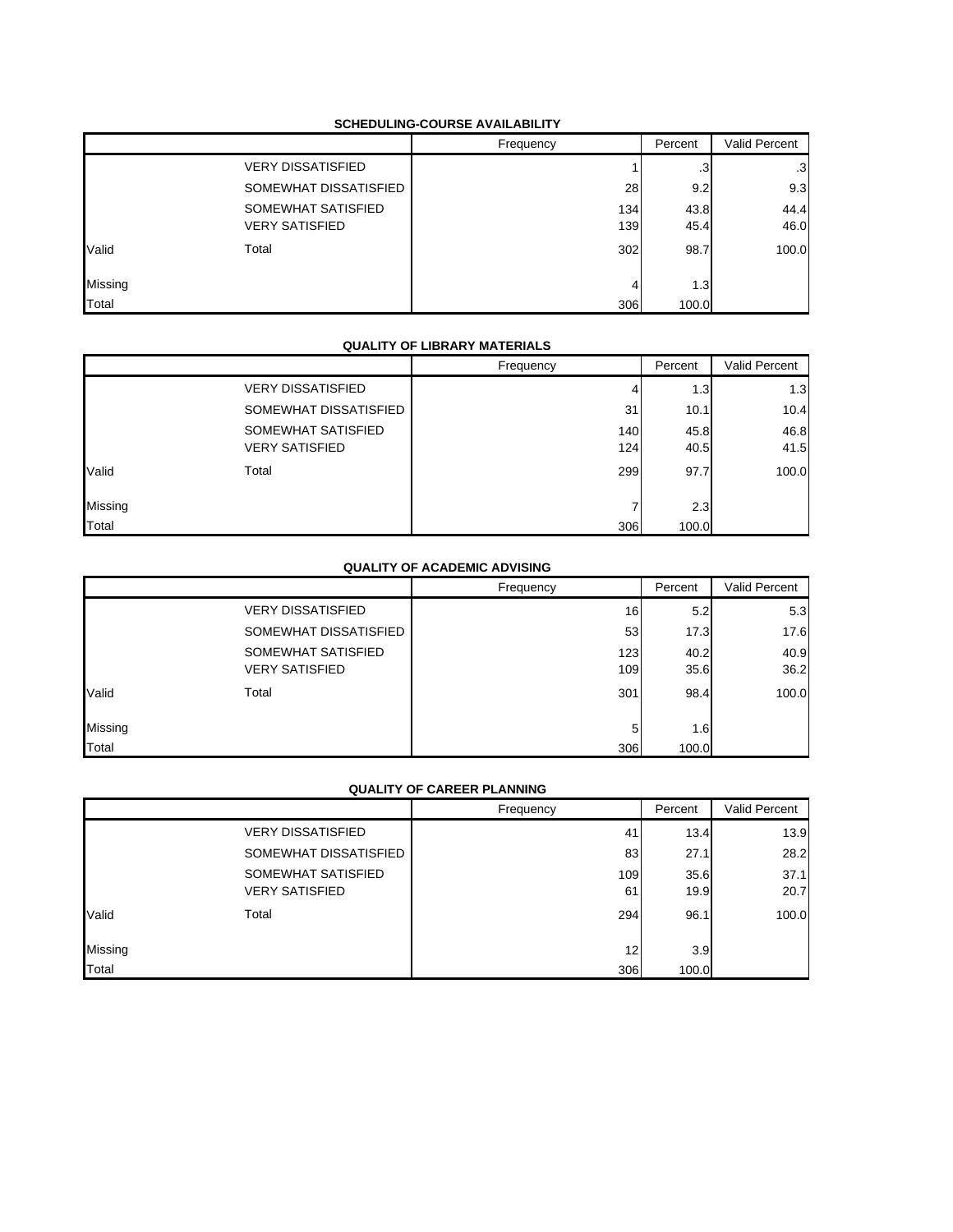**SCHEDULING-COURSE AVAILABILITY**

| | | Frequency | Percent | Valid Percent |
|---|---|---|---|---|
| Valid | VERY DISSATISFIED | 1 | .3 | .3 |
| | SOMEWHAT DISSATISFIED | 28 | 9.2 | 9.3 |
| | SOMEWHAT SATISFIED | 134 | 43.8 | 44.4 |
| | VERY SATISFIED | 139 | 45.4 | 46.0 |
| | Total | 302 | 98.7 | 100.0 |
| Missing | | 4 | 1.3 | |
| Total | | 306 | 100.0 | |

**QUALITY OF LIBRARY MATERIALS**

| | | Frequency | Percent | Valid Percent |
|---|---|---|---|---|
| Valid | VERY DISSATISFIED | 4 | 1.3 | 1.3 |
| | SOMEWHAT DISSATISFIED | 31 | 10.1 | 10.4 |
| | SOMEWHAT SATISFIED | 140 | 45.8 | 46.8 |
| | VERY SATISFIED | 124 | 40.5 | 41.5 |
| | Total | 299 | 97.7 | 100.0 |
| Missing | | 7 | 2.3 | |
| Total | | 306 | 100.0 | |

**QUALITY OF ACADEMIC ADVISING**

| | | Frequency | Percent | Valid Percent |
|---|---|---|---|---|
| Valid | VERY DISSATISFIED | 16 | 5.2 | 5.3 |
| | SOMEWHAT DISSATISFIED | 53 | 17.3 | 17.6 |
| | SOMEWHAT SATISFIED | 123 | 40.2 | 40.9 |
| | VERY SATISFIED | 109 | 35.6 | 36.2 |
| | Total | 301 | 98.4 | 100.0 |
| Missing | | 5 | 1.6 | |
| Total | | 306 | 100.0 | |

**QUALITY OF CAREER PLANNING**

| | | Frequency | Percent | Valid Percent |
|---|---|---|---|---|
| Valid | VERY DISSATISFIED | 41 | 13.4 | 13.9 |
| | SOMEWHAT DISSATISFIED | 83 | 27.1 | 28.2 |
| | SOMEWHAT SATISFIED | 109 | 35.6 | 37.1 |
| | VERY SATISFIED | 61 | 19.9 | 20.7 |
| | Total | 294 | 96.1 | 100.0 |
| Missing | | 12 | 3.9 | |
| Total | | 306 | 100.0 | |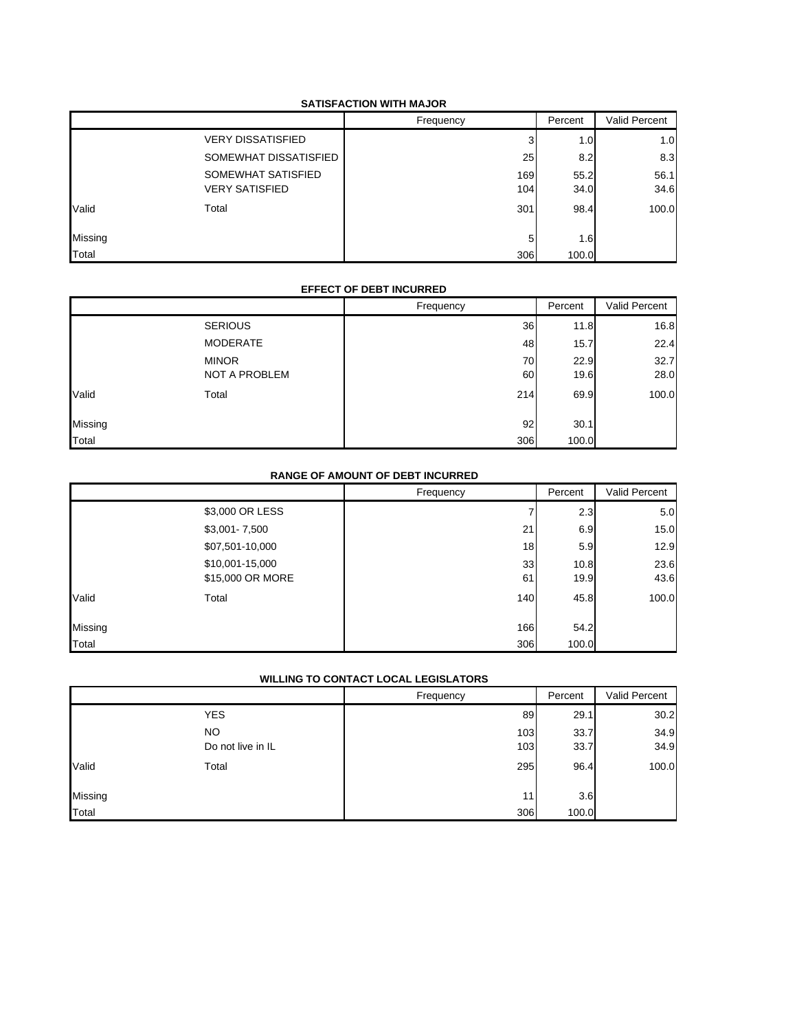**SATISFACTION WITH MAJOR**

| | | Frequency | Percent | Valid Percent |
|---|---|---|---|---|
| Valid | VERY DISSATISFIED | 3 | 1.0 | 1.0 |
| | SOMEWHAT DISSATISFIED | 25 | 8.2 | 8.3 |
| | SOMEWHAT SATISFIED | 169 | 55.2 | 56.1 |
| | VERY SATISFIED | 104 | 34.0 | 34.6 |
| | Total | 301 | 98.4 | 100.0 |
| Missing | | 5 | 1.6 | |
| Total | | 306 | 100.0 | |

**EFFECT OF DEBT INCURRED**

| | | Frequency | Percent | Valid Percent |
|---|---|---|---|---|
| Valid | SERIOUS | 36 | 11.8 | 16.8 |
| | MODERATE | 48 | 15.7 | 22.4 |
| | MINOR | 70 | 22.9 | 32.7 |
| | NOT A PROBLEM | 60 | 19.6 | 28.0 |
| | Total | 214 | 69.9 | 100.0 |
| Missing | | 92 | 30.1 | |
| Total | | 306 | 100.0 | |

**RANGE OF AMOUNT OF DEBT INCURRED**

| | | Frequency | Percent | Valid Percent |
|---|---|---|---|---|
| Valid | $3,000 OR LESS | 7 | 2.3 | 5.0 |
| | $3,001- 7,500 | 21 | 6.9 | 15.0 |
| | $07,501-10,000 | 18 | 5.9 | 12.9 |
| | $10,001-15,000 | 33 | 10.8 | 23.6 |
| | $15,000 OR MORE | 61 | 19.9 | 43.6 |
| | Total | 140 | 45.8 | 100.0 |
| Missing | | 166 | 54.2 | |
| Total | | 306 | 100.0 | |

**WILLING TO CONTACT LOCAL LEGISLATORS**

| | | Frequency | Percent | Valid Percent |
|---|---|---|---|---|
| Valid | YES | 89 | 29.1 | 30.2 |
| | NO | 103 | 33.7 | 34.9 |
| | Do not live in IL | 103 | 33.7 | 34.9 |
| | Total | 295 | 96.4 | 100.0 |
| Missing | | 11 | 3.6 | |
| Total | | 306 | 100.0 | |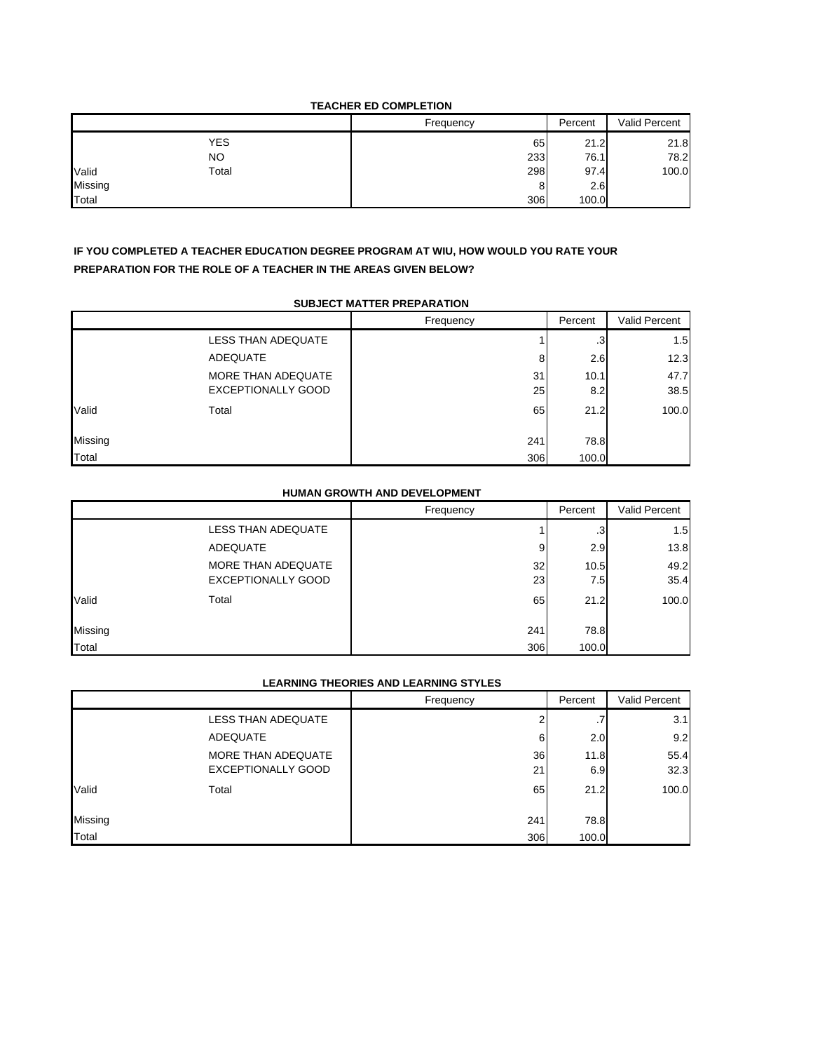**TEACHER ED COMPLETION**

| | | Frequency | Percent | Valid Percent |
|---|---|---|---|---|
| Valid | YES | 65 | 21.2 | 21.8 |
| | NO | 233 | 76.1 | 78.2 |
| | Total | 298 | 97.4 | 100.0 |
| Missing | | 8 | 2.6 | |
| Total | | 306 | 100.0 | |

**IF YOU COMPLETED A TEACHER EDUCATION DEGREE PROGRAM AT WIU, HOW WOULD YOU RATE YOUR PREPARATION FOR THE ROLE OF A TEACHER IN THE AREAS GIVEN BELOW?**

**SUBJECT MATTER PREPARATION**

| | | Frequency | Percent | Valid Percent |
|---|---|---|---|---|
| Valid | LESS THAN ADEQUATE | 1 | .3 | 1.5 |
| | ADEQUATE | 8 | 2.6 | 12.3 |
| | MORE THAN ADEQUATE | 31 | 10.1 | 47.7 |
| | EXCEPTIONALLY GOOD | 25 | 8.2 | 38.5 |
| | Total | 65 | 21.2 | 100.0 |
| Missing | | 241 | 78.8 | |
| Total | | 306 | 100.0 | |

**HUMAN GROWTH AND DEVELOPMENT**

| | | Frequency | Percent | Valid Percent |
|---|---|---|---|---|
| Valid | LESS THAN ADEQUATE | 1 | .3 | 1.5 |
| | ADEQUATE | 9 | 2.9 | 13.8 |
| | MORE THAN ADEQUATE | 32 | 10.5 | 49.2 |
| | EXCEPTIONALLY GOOD | 23 | 7.5 | 35.4 |
| | Total | 65 | 21.2 | 100.0 |
| Missing | | 241 | 78.8 | |
| Total | | 306 | 100.0 | |

**LEARNING THEORIES AND LEARNING STYLES**

| | | Frequency | Percent | Valid Percent |
|---|---|---|---|---|
| Valid | LESS THAN ADEQUATE | 2 | .7 | 3.1 |
| | ADEQUATE | 6 | 2.0 | 9.2 |
| | MORE THAN ADEQUATE | 36 | 11.8 | 55.4 |
| | EXCEPTIONALLY GOOD | 21 | 6.9 | 32.3 |
| | Total | 65 | 21.2 | 100.0 |
| Missing | | 241 | 78.8 | |
| Total | | 306 | 100.0 | |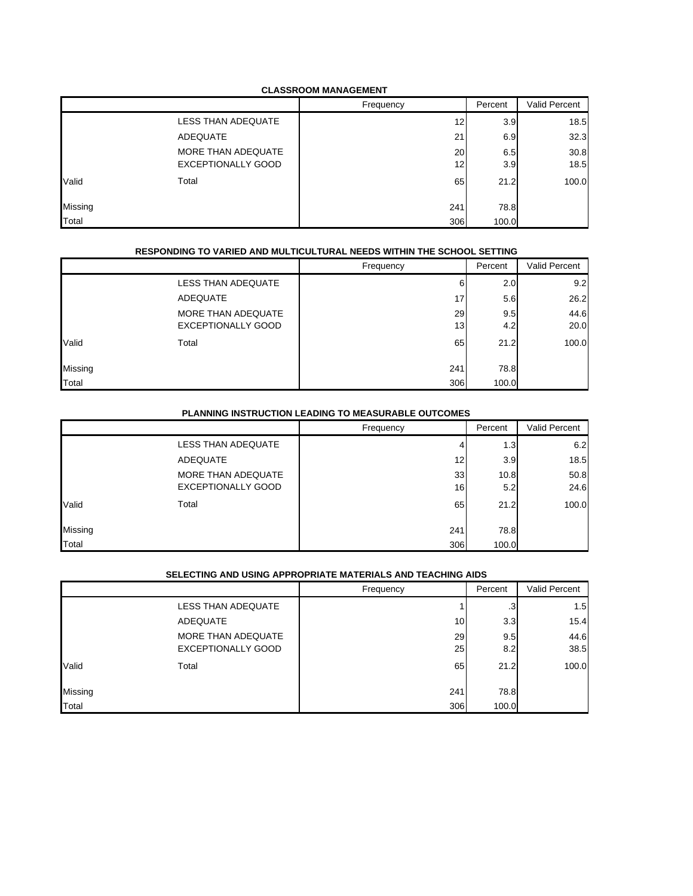**CLASSROOM MANAGEMENT**

| | | Frequency | Percent | Valid Percent |
|---|---|---|---|---|
| Valid | LESS THAN ADEQUATE | 12 | 3.9 | 18.5 |
| | ADEQUATE | 21 | 6.9 | 32.3 |
| | MORE THAN ADEQUATE | 20 | 6.5 | 30.8 |
| | EXCEPTIONALLY GOOD | 12 | 3.9 | 18.5 |
| | Total | 65 | 21.2 | 100.0 |
| Missing | | 241 | 78.8 | |
| Total | | 306 | 100.0 | |

**RESPONDING TO VARIED AND MULTICULTURAL NEEDS WITHIN THE SCHOOL SETTING**

| | | Frequency | Percent | Valid Percent |
|---|---|---|---|---|
| Valid | LESS THAN ADEQUATE | 6 | 2.0 | 9.2 |
| | ADEQUATE | 17 | 5.6 | 26.2 |
| | MORE THAN ADEQUATE | 29 | 9.5 | 44.6 |
| | EXCEPTIONALLY GOOD | 13 | 4.2 | 20.0 |
| | Total | 65 | 21.2 | 100.0 |
| Missing | | 241 | 78.8 | |
| Total | | 306 | 100.0 | |

**PLANNING INSTRUCTION LEADING TO MEASURABLE OUTCOMES**

| | | Frequency | Percent | Valid Percent |
|---|---|---|---|---|
| Valid | LESS THAN ADEQUATE | 4 | 1.3 | 6.2 |
| | ADEQUATE | 12 | 3.9 | 18.5 |
| | MORE THAN ADEQUATE | 33 | 10.8 | 50.8 |
| | EXCEPTIONALLY GOOD | 16 | 5.2 | 24.6 |
| | Total | 65 | 21.2 | 100.0 |
| Missing | | 241 | 78.8 | |
| Total | | 306 | 100.0 | |

**SELECTING AND USING APPROPRIATE MATERIALS AND TEACHING AIDS**

| | | Frequency | Percent | Valid Percent |
|---|---|---|---|---|
| Valid | LESS THAN ADEQUATE | 1 | .3 | 1.5 |
| | ADEQUATE | 10 | 3.3 | 15.4 |
| | MORE THAN ADEQUATE | 29 | 9.5 | 44.6 |
| | EXCEPTIONALLY GOOD | 25 | 8.2 | 38.5 |
| | Total | 65 | 21.2 | 100.0 |
| Missing | | 241 | 78.8 | |
| Total | | 306 | 100.0 | |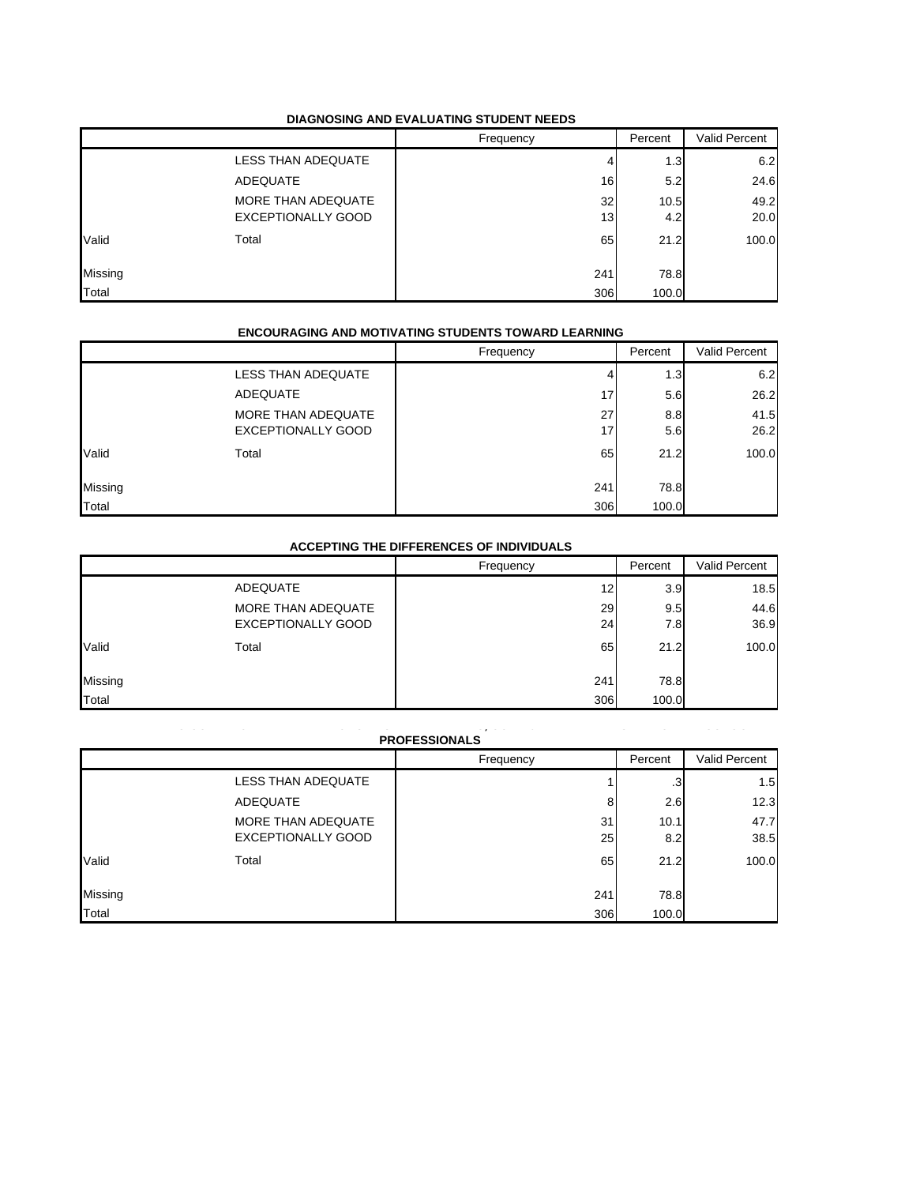**DIAGNOSING AND EVALUATING STUDENT NEEDS**

| | | Frequency | Percent | Valid Percent |
|---|---|---|---|---|
| | LESS THAN ADEQUATE | 4 | 1.3 | 6.2 |
| | ADEQUATE | 16 | 5.2 | 24.6 |
| | MORE THAN ADEQUATE | 32 | 10.5 | 49.2 |
| | EXCEPTIONALLY GOOD | 13 | 4.2 | 20.0 |
| Valid | Total | 65 | 21.2 | 100.0 |
| Missing | | 241 | 78.8 | |
| Total | | 306 | 100.0 | |

**ENCOURAGING AND MOTIVATING STUDENTS TOWARD LEARNING**

| | | Frequency | Percent | Valid Percent |
|---|---|---|---|---|
| | LESS THAN ADEQUATE | 4 | 1.3 | 6.2 |
| | ADEQUATE | 17 | 5.6 | 26.2 |
| | MORE THAN ADEQUATE | 27 | 8.8 | 41.5 |
| | EXCEPTIONALLY GOOD | 17 | 5.6 | 26.2 |
| Valid | Total | 65 | 21.2 | 100.0 |
| Missing | | 241 | 78.8 | |
| Total | | 306 | 100.0 | |

**ACCEPTING THE DIFFERENCES OF INDIVIDUALS**

| | | Frequency | Percent | Valid Percent |
|---|---|---|---|---|
| | ADEQUATE | 12 | 3.9 | 18.5 |
| | MORE THAN ADEQUATE | 29 | 9.5 | 44.6 |
| | EXCEPTIONALLY GOOD | 24 | 7.8 | 36.9 |
| Valid | Total | 65 | 21.2 | 100.0 |
| Missing | | 241 | 78.8 | |
| Total | | 306 | 100.0 | |

**PROFESSIONALS**

| | | Frequency | Percent | Valid Percent |
|---|---|---|---|---|
| | LESS THAN ADEQUATE | 1 | .3 | 1.5 |
| | ADEQUATE | 8 | 2.6 | 12.3 |
| | MORE THAN ADEQUATE | 31 | 10.1 | 47.7 |
| | EXCEPTIONALLY GOOD | 25 | 8.2 | 38.5 |
| Valid | Total | 65 | 21.2 | 100.0 |
| Missing | | 241 | 78.8 | |
| Total | | 306 | 100.0 | |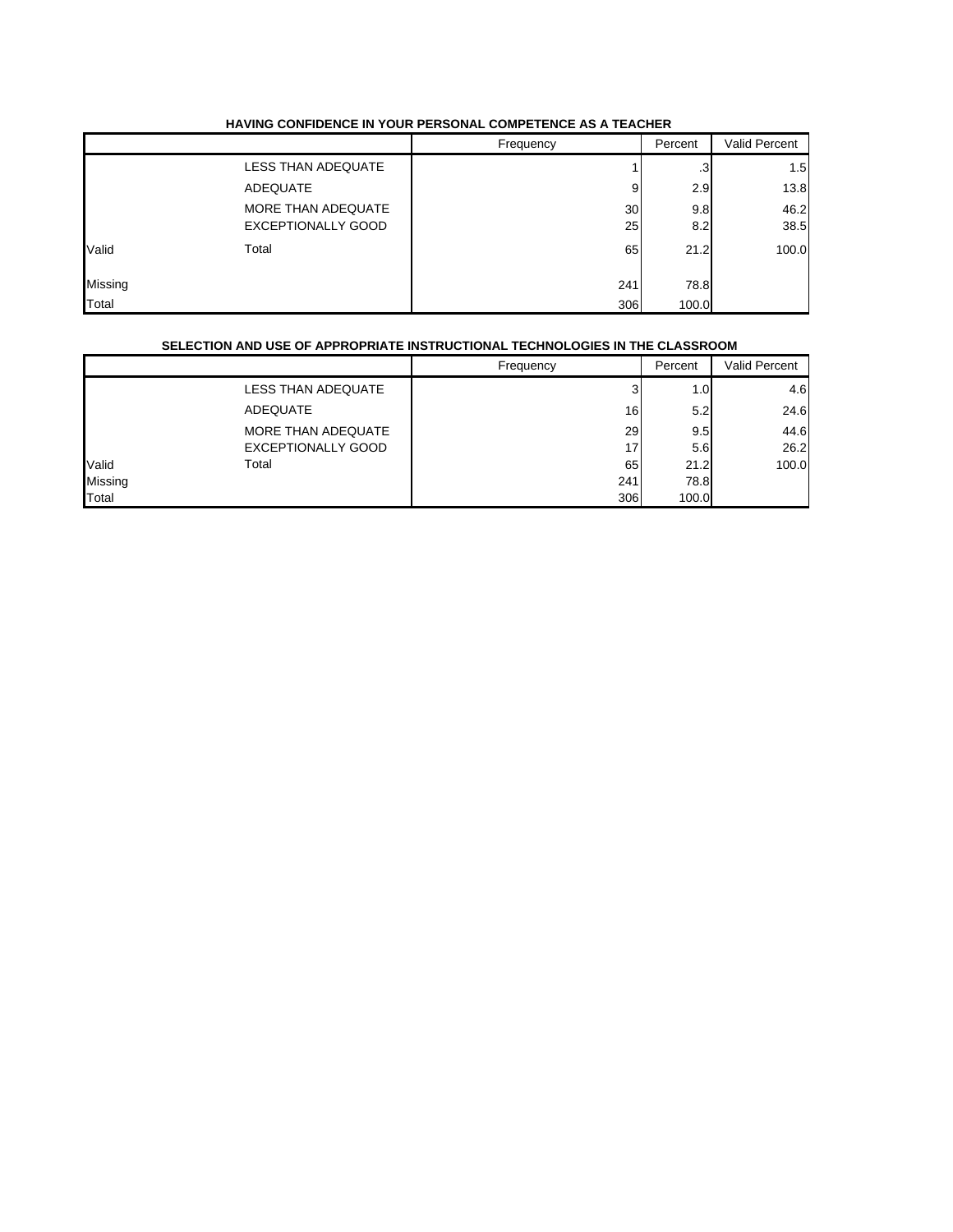**HAVING CONFIDENCE IN YOUR PERSONAL COMPETENCE AS A TEACHER**

| | | Frequency | Percent | Valid Percent |
|---|---|---|---|---|
| | LESS THAN ADEQUATE | 1 | .3 | 1.5 |
| | ADEQUATE | 9 | 2.9 | 13.8 |
| | MORE THAN ADEQUATE | 30 | 9.8 | 46.2 |
| | EXCEPTIONALLY GOOD | 25 | 8.2 | 38.5 |
| Valid | Total | 65 | 21.2 | 100.0 |
| Missing | | 241 | 78.8 | |
| Total | | 306 | 100.0 | |

**SELECTION AND USE OF APPROPRIATE INSTRUCTIONAL TECHNOLOGIES IN THE CLASSROOM**

| | | Frequency | Percent | Valid Percent |
|---|---|---|---|---|
| | LESS THAN ADEQUATE | 3 | 1.0 | 4.6 |
| | ADEQUATE | 16 | 5.2 | 24.6 |
| | MORE THAN ADEQUATE | 29 | 9.5 | 44.6 |
| | EXCEPTIONALLY GOOD | 17 | 5.6 | 26.2 |
| Valid | Total | 65 | 21.2 | 100.0 |
| Missing | | 241 | 78.8 | |
| Total | | 306 | 100.0 | |